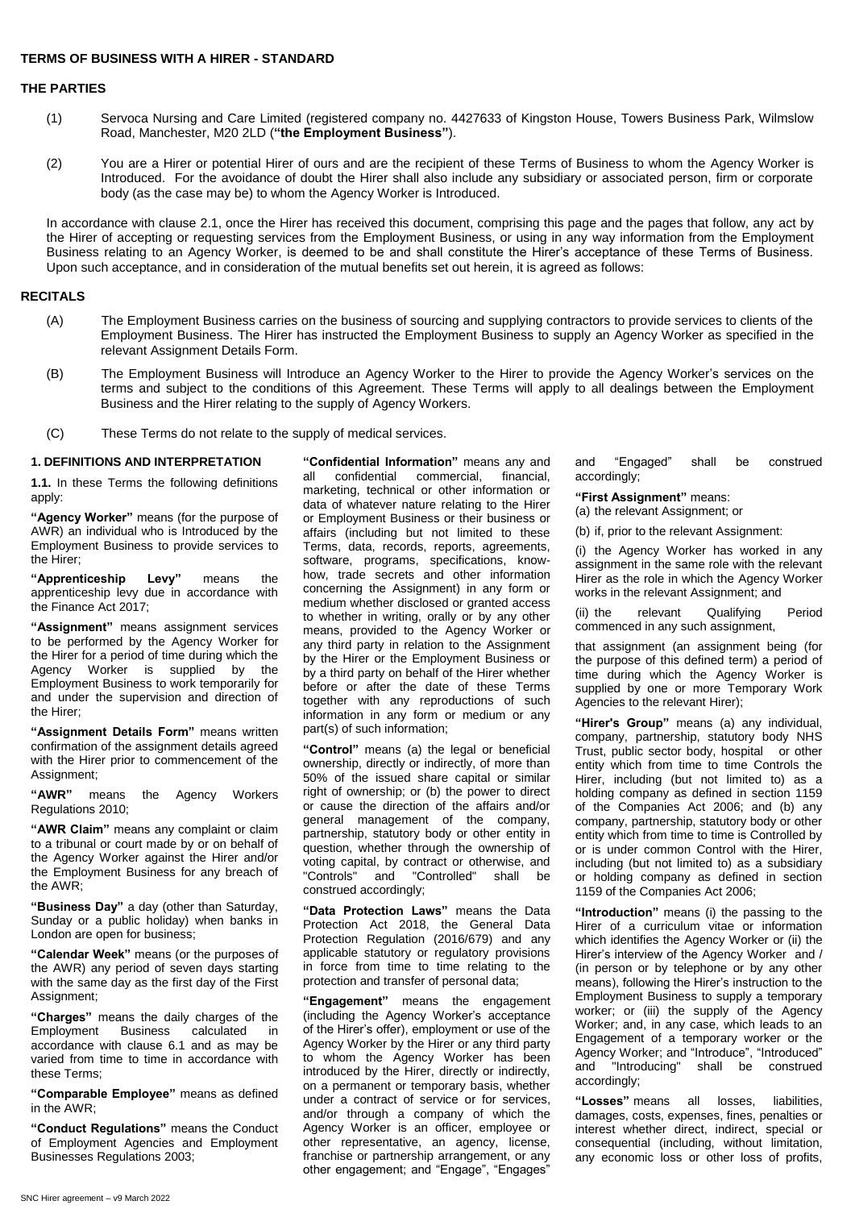# TERMS OF BUSINESS WITH A HIRER - STANDARD

## THE PARTIES

(1) Servoca Nursing and Care Limited (registered company no. 4427633 of Kingston House, Towers Business Park, Wilmslow Road, Manchester, M20 2LD (**"the Employment Business"**).

(2) You are a Hirer or potential Hirer of ours and are the recipient of these Terms of Business to whom the Agency Worker is Introduced. For the avoidance of doubt the Hirer shall also include any subsidiary or associated person, firm or corporate body (as the case may be) to whom the Agency Worker is Introduced.

In accordance with clause 2.1, once the Hirer has received this document, comprising this page and the pages that follow, any act by the Hirer of accepting or requesting services from the Employment Business, or using in any way information from the Employment Business relating to an Agency Worker, is deemed to be and shall constitute the Hirer's acceptance of these Terms of Business. Upon such acceptance, and in consideration of the mutual benefits set out herein, it is agreed as follows:

## RECITALS

(A) The Employment Business carries on the business of sourcing and supplying contractors to provide services to clients of the Employment Business. The Hirer has instructed the Employment Business to supply an Agency Worker as specified in the relevant Assignment Details Form.

(B) The Employment Business will Introduce an Agency Worker to the Hirer to provide the Agency Worker's services on the terms and subject to the conditions of this Agreement. These Terms will apply to all dealings between the Employment Business and the Hirer relating to the supply of Agency Workers.

(C) These Terms do not relate to the supply of medical services.

## 1. DEFINITIONS AND INTERPRETATION

**1.1.** In these Terms the following definitions apply:

**"Agency Worker"** means (for the purpose of AWR) an individual who is Introduced by the Employment Business to provide services to the Hirer;

**"Apprenticeship Levy"** means the apprenticeship levy due in accordance with the Finance Act 2017;

**"Assignment"** means assignment services to be performed by the Agency Worker for the Hirer for a period of time during which the Agency Worker is supplied by the Employment Business to work temporarily for and under the supervision and direction of the Hirer;

**"Assignment Details Form"** means written confirmation of the assignment details agreed with the Hirer prior to commencement of the Assignment;

**"AWR"** means the Agency Workers Regulations 2010;

**"AWR Claim"** means any complaint or claim to a tribunal or court made by or on behalf of the Agency Worker against the Hirer and/or the Employment Business for any breach of the AWR;

**"Business Day"** a day (other than Saturday, Sunday or a public holiday) when banks in London are open for business;

**"Calendar Week"** means (or the purposes of the AWR) any period of seven days starting with the same day as the first day of the First Assignment;

**"Charges"** means the daily charges of the Employment Business calculated in accordance with clause 6.1 and as may be varied from time to time in accordance with these Terms;

**"Comparable Employee"** means as defined in the AWR;

**"Conduct Regulations"** means the Conduct of Employment Agencies and Employment Businesses Regulations 2003;

**"Confidential Information"** means any and all confidential commercial, financial, marketing, technical or other information or data of whatever nature relating to the Hirer or Employment Business or their business or affairs (including but not limited to these Terms, data, records, reports, agreements, software, programs, specifications, know-how, trade secrets and other information concerning the Assignment) in any form or medium whether disclosed or granted access to whether in writing, orally or by any other means, provided to the Agency Worker or any third party in relation to the Assignment by the Hirer or the Employment Business or by a third party on behalf of the Hirer whether before or after the date of these Terms together with any reproductions of such information in any form or medium or any part(s) of such information;

**"Control"** means (a) the legal or beneficial ownership, directly or indirectly, of more than 50% of the issued share capital or similar right of ownership; or (b) the power to direct or cause the direction of the affairs and/or general management of the company, partnership, statutory body or other entity in question, whether through the ownership of voting capital, by contract or otherwise, and "Controls" and "Controlled" shall be construed accordingly;

**"Data Protection Laws"** means the Data Protection Act 2018, the General Data Protection Regulation (2016/679) and any applicable statutory or regulatory provisions in force from time to time relating to the protection and transfer of personal data;

**"Engagement"** means the engagement (including the Agency Worker's acceptance of the Hirer's offer), employment or use of the Agency Worker by the Hirer or any third party to whom the Agency Worker has been introduced by the Hirer, directly or indirectly, on a permanent or temporary basis, whether under a contract of service or for services, and/or through a company of which the Agency Worker is an officer, employee or other representative, an agency, license, franchise or partnership arrangement, or any other engagement; and "Engage", "Engages" and "Engaged" shall be construed accordingly;

**"First Assignment"** means:

(a) the relevant Assignment; or

(b) if, prior to the relevant Assignment:

(i) the Agency Worker has worked in any assignment in the same role with the relevant Hirer as the role in which the Agency Worker works in the relevant Assignment; and

(ii) the relevant Qualifying Period commenced in any such assignment,

that assignment (an assignment being (for the purpose of this defined term) a period of time during which the Agency Worker is supplied by one or more Temporary Work Agencies to the relevant Hirer);

**"Hirer's Group"** means (a) any individual, company, partnership, statutory body NHS Trust, public sector body, hospital or other entity which from time to time Controls the Hirer, including (but not limited to) as a holding company as defined in section 1159 of the Companies Act 2006; and (b) any company, partnership, statutory body or other entity which from time to time is Controlled by or is under common Control with the Hirer, including (but not limited to) as a subsidiary or holding company as defined in section 1159 of the Companies Act 2006;

**"Introduction"** means (i) the passing to the Hirer of a curriculum vitae or information which identifies the Agency Worker or (ii) the Hirer's interview of the Agency Worker and / (in person or by telephone or by any other means), following the Hirer's instruction to the Employment Business to supply a temporary worker; or (iii) the supply of the Agency Worker; and, in any case, which leads to an Engagement of a temporary worker or the Agency Worker; and "Introduce", "Introduced" and "Introducing" shall be construed accordingly;

**"Losses"** means all losses, liabilities, damages, costs, expenses, fines, penalties or interest whether direct, indirect, special or consequential (including, without limitation, any economic loss or other loss of profits,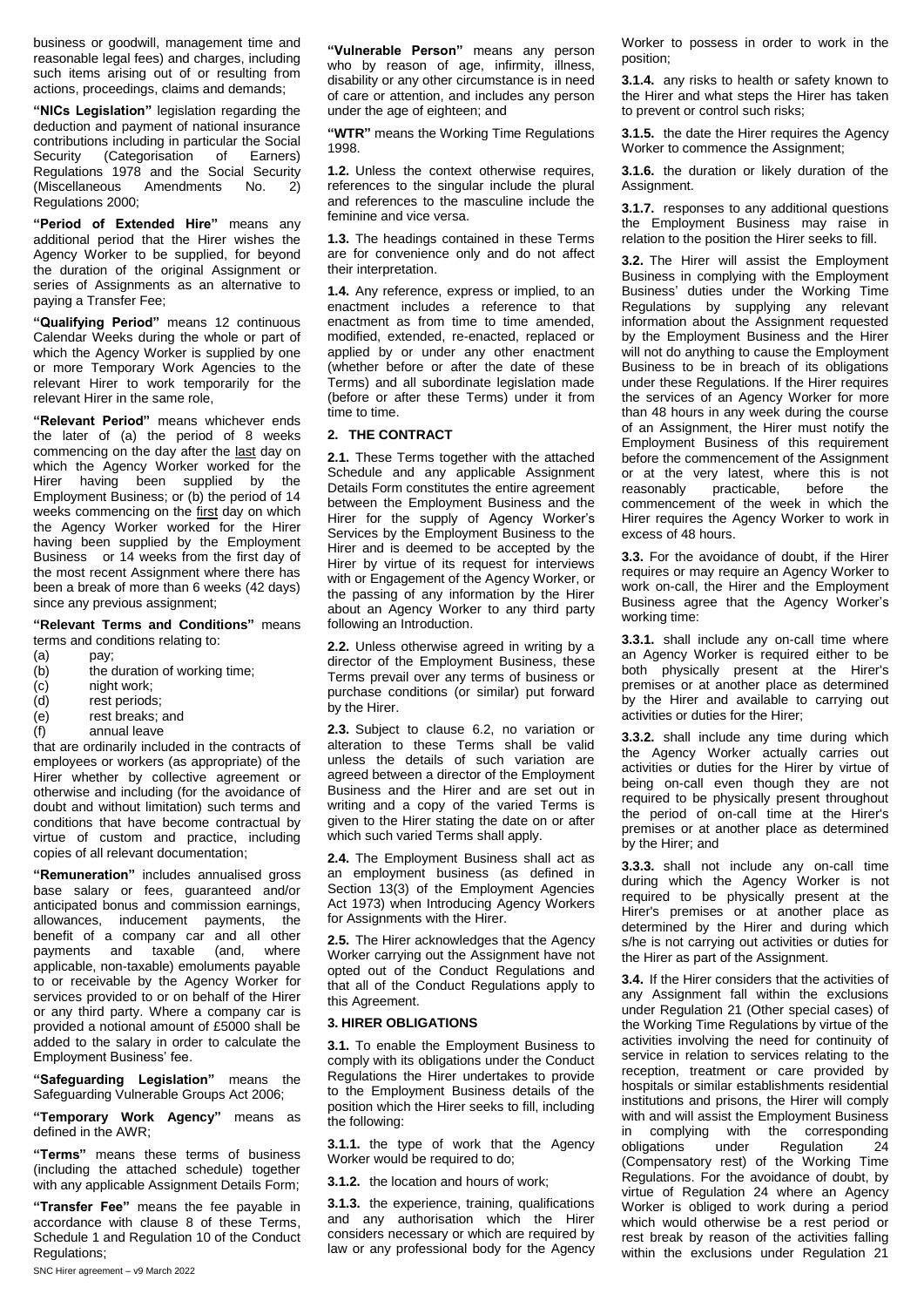business or goodwill, management time and reasonable legal fees) and charges, including such items arising out of or resulting from actions, proceedings, claims and demands;

**"NICs Legislation"** legislation regarding the deduction and payment of national insurance contributions including in particular the Social Security (Categorisation of Earners) Regulations 1978 and the Social Security (Miscellaneous Amendments No. 2) Regulations 2000;

**"Period of Extended Hire"** means any additional period that the Hirer wishes the Agency Worker to be supplied, for beyond the duration of the original Assignment or series of Assignments as an alternative to paying a Transfer Fee;

**"Qualifying Period"** means 12 continuous Calendar Weeks during the whole or part of which the Agency Worker is supplied by one or more Temporary Work Agencies to the relevant Hirer to work temporarily for the relevant Hirer in the same role,

**"Relevant Period"** means whichever ends the later of (a) the period of 8 weeks commencing on the day after the last day on which the Agency Worker worked for the Hirer having been supplied by the Employment Business; or (b) the period of 14 weeks commencing on the first day on which the Agency Worker worked for the Hirer having been supplied by the Employment Business or 14 weeks from the first day of the most recent Assignment where there has been a break of more than 6 weeks (42 days) since any previous assignment;

**"Relevant Terms and Conditions"** means terms and conditions relating to:

(a) pay;
(b) the duration of working time;
(c) night work;
(d) rest periods;
(e) rest breaks; and
(f) annual leave

that are ordinarily included in the contracts of employees or workers (as appropriate) of the Hirer whether by collective agreement or otherwise and including (for the avoidance of doubt and without limitation) such terms and conditions that have become contractual by virtue of custom and practice, including copies of all relevant documentation;

**"Remuneration"** includes annualised gross base salary or fees, guaranteed and/or anticipated bonus and commission earnings, allowances, inducement payments, the benefit of a company car and all other payments and taxable (and, where applicable, non-taxable) emoluments payable to or receivable by the Agency Worker for services provided to or on behalf of the Hirer or any third party. Where a company car is provided a notional amount of £5000 shall be added to the salary in order to calculate the Employment Business' fee.

**"Safeguarding Legislation"** means the Safeguarding Vulnerable Groups Act 2006;

**"Temporary Work Agency"** means as defined in the AWR;

**"Terms"** means these terms of business (including the attached schedule) together with any applicable Assignment Details Form;

**"Transfer Fee"** means the fee payable in accordance with clause 8 of these Terms, Schedule 1 and Regulation 10 of the Conduct Regulations;

**"Vulnerable Person"** means any person who by reason of age, infirmity, illness, disability or any other circumstance is in need of care or attention, and includes any person under the age of eighteen; and

**"WTR"** means the Working Time Regulations 1998.

**1.2.** Unless the context otherwise requires, references to the singular include the plural and references to the masculine include the feminine and vice versa.

**1.3.** The headings contained in these Terms are for convenience only and do not affect their interpretation.

**1.4.** Any reference, express or implied, to an enactment includes a reference to that enactment as from time to time amended, modified, extended, re-enacted, replaced or applied by or under any other enactment (whether before or after the date of these Terms) and all subordinate legislation made (before or after these Terms) under it from time to time.

## 2. THE CONTRACT

**2.1.** These Terms together with the attached Schedule and any applicable Assignment Details Form constitutes the entire agreement between the Employment Business and the Hirer for the supply of Agency Worker's Services by the Employment Business to the Hirer and is deemed to be accepted by the Hirer by virtue of its request for interviews with or Engagement of the Agency Worker, or the passing of any information by the Hirer about an Agency Worker to any third party following an Introduction.

**2.2.** Unless otherwise agreed in writing by a director of the Employment Business, these Terms prevail over any terms of business or purchase conditions (or similar) put forward by the Hirer.

**2.3.** Subject to clause 6.2, no variation or alteration to these Terms shall be valid unless the details of such variation are agreed between a director of the Employment Business and the Hirer and are set out in writing and a copy of the varied Terms is given to the Hirer stating the date on or after which such varied Terms shall apply.

**2.4.** The Employment Business shall act as an employment business (as defined in Section 13(3) of the Employment Agencies Act 1973) when Introducing Agency Workers for Assignments with the Hirer.

**2.5.** The Hirer acknowledges that the Agency Worker carrying out the Assignment have not opted out of the Conduct Regulations and that all of the Conduct Regulations apply to this Agreement.

## 3. HIRER OBLIGATIONS

**3.1.** To enable the Employment Business to comply with its obligations under the Conduct Regulations the Hirer undertakes to provide to the Employment Business details of the position which the Hirer seeks to fill, including the following:

**3.1.1.** the type of work that the Agency Worker would be required to do;

**3.1.2.** the location and hours of work;

**3.1.3.** the experience, training, qualifications and any authorisation which the Hirer considers necessary or which are required by law or any professional body for the Agency Worker to possess in order to work in the position;

**3.1.4.** any risks to health or safety known to the Hirer and what steps the Hirer has taken to prevent or control such risks;

**3.1.5.** the date the Hirer requires the Agency Worker to commence the Assignment;

**3.1.6.** the duration or likely duration of the Assignment.

**3.1.7.** responses to any additional questions the Employment Business may raise in relation to the position the Hirer seeks to fill.

**3.2.** The Hirer will assist the Employment Business in complying with the Employment Business' duties under the Working Time Regulations by supplying any relevant information about the Assignment requested by the Employment Business and the Hirer will not do anything to cause the Employment Business to be in breach of its obligations under these Regulations. If the Hirer requires the services of an Agency Worker for more than 48 hours in any week during the course of an Assignment, the Hirer must notify the Employment Business of this requirement before the commencement of the Assignment or at the very latest, where this is not reasonably practicable, before the commencement of the week in which the Hirer requires the Agency Worker to work in excess of 48 hours.

**3.3.** For the avoidance of doubt, if the Hirer requires or may require an Agency Worker to work on-call, the Hirer and the Employment Business agree that the Agency Worker's working time:

**3.3.1.** shall include any on-call time where an Agency Worker is required either to be both physically present at the Hirer's premises or at another place as determined by the Hirer and available to carrying out activities or duties for the Hirer;

**3.3.2.** shall include any time during which the Agency Worker actually carries out activities or duties for the Hirer by virtue of being on-call even though they are not required to be physically present throughout the period of on-call time at the Hirer's premises or at another place as determined by the Hirer; and

**3.3.3.** shall not include any on-call time during which the Agency Worker is not required to be physically present at the Hirer's premises or at another place as determined by the Hirer and during which s/he is not carrying out activities or duties for the Hirer as part of the Assignment.

**3.4.** If the Hirer considers that the activities of any Assignment fall within the exclusions under Regulation 21 (Other special cases) of the Working Time Regulations by virtue of the activities involving the need for continuity of service in relation to services relating to the reception, treatment or care provided by hospitals or similar establishments residential institutions and prisons, the Hirer will comply with and will assist the Employment Business in complying with the corresponding obligations under Regulation 24 (Compensatory rest) of the Working Time Regulations. For the avoidance of doubt, by virtue of Regulation 24 where an Agency Worker is obliged to work during a period which would otherwise be a rest period or rest break by reason of the activities falling within the exclusions under Regulation 21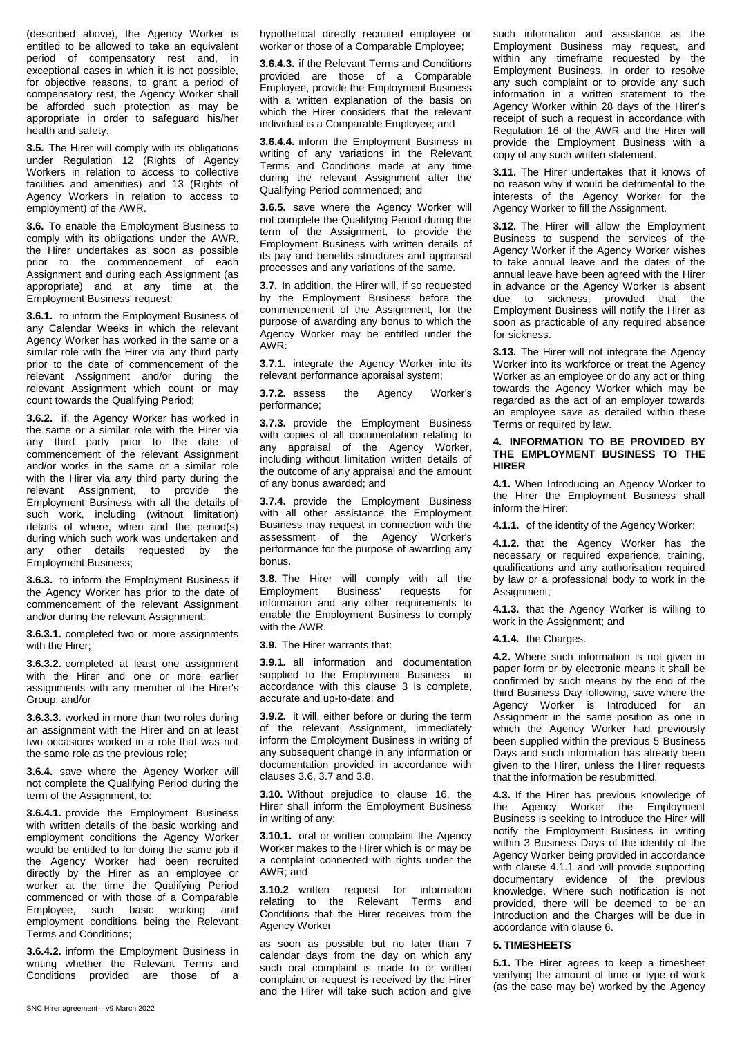(described above), the Agency Worker is entitled to be allowed to take an equivalent period of compensatory rest and, in exceptional cases in which it is not possible, for objective reasons, to grant a period of compensatory rest, the Agency Worker shall be afforded such protection as may be appropriate in order to safeguard his/her health and safety.

**3.5.** The Hirer will comply with its obligations under Regulation 12 (Rights of Agency Workers in relation to access to collective facilities and amenities) and 13 (Rights of Agency Workers in relation to access to employment) of the AWR.

**3.6.** To enable the Employment Business to comply with its obligations under the AWR, the Hirer undertakes as soon as possible prior to the commencement of each Assignment and during each Assignment (as appropriate) and at any time at the Employment Business' request:

**3.6.1.** to inform the Employment Business of any Calendar Weeks in which the relevant Agency Worker has worked in the same or a similar role with the Hirer via any third party prior to the date of commencement of the relevant Assignment and/or during the relevant Assignment which count or may count towards the Qualifying Period;

**3.6.2.** if, the Agency Worker has worked in the same or a similar role with the Hirer via any third party prior to the date of commencement of the relevant Assignment and/or works in the same or a similar role with the Hirer via any third party during the relevant Assignment, to provide the Employment Business with all the details of such work, including (without limitation) details of where, when and the period(s) during which such work was undertaken and any other details requested by the Employment Business;

**3.6.3.** to inform the Employment Business if the Agency Worker has prior to the date of commencement of the relevant Assignment and/or during the relevant Assignment:

**3.6.3.1.** completed two or more assignments with the Hirer;

**3.6.3.2.** completed at least one assignment with the Hirer and one or more earlier assignments with any member of the Hirer's Group; and/or

**3.6.3.3.** worked in more than two roles during an assignment with the Hirer and on at least two occasions worked in a role that was not the same role as the previous role;

**3.6.4.** save where the Agency Worker will not complete the Qualifying Period during the term of the Assignment, to:

**3.6.4.1.** provide the Employment Business with written details of the basic working and employment conditions the Agency Worker would be entitled to for doing the same job if the Agency Worker had been recruited directly by the Hirer as an employee or worker at the time the Qualifying Period commenced or with those of a Comparable Employee, such basic working and employment conditions being the Relevant Terms and Conditions;

**3.6.4.2.** inform the Employment Business in writing whether the Relevant Terms and Conditions provided are those of a hypothetical directly recruited employee or worker or those of a Comparable Employee;

**3.6.4.3.** if the Relevant Terms and Conditions provided are those of a Comparable Employee, provide the Employment Business with a written explanation of the basis on which the Hirer considers that the relevant individual is a Comparable Employee; and

**3.6.4.4.** inform the Employment Business in writing of any variations in the Relevant Terms and Conditions made at any time during the relevant Assignment after the Qualifying Period commenced; and

**3.6.5.** save where the Agency Worker will not complete the Qualifying Period during the term of the Assignment, to provide the Employment Business with written details of its pay and benefits structures and appraisal processes and any variations of the same.

**3.7.** In addition, the Hirer will, if so requested by the Employment Business before the commencement of the Assignment, for the purpose of awarding any bonus to which the Agency Worker may be entitled under the AWR:

**3.7.1.** integrate the Agency Worker into its relevant performance appraisal system;

**3.7.2.** assess the Agency Worker's performance;

**3.7.3.** provide the Employment Business with copies of all documentation relating to any appraisal of the Agency Worker, including without limitation written details of the outcome of any appraisal and the amount of any bonus awarded; and

**3.7.4.** provide the Employment Business with all other assistance the Employment Business may request in connection with the assessment of the Agency Worker's performance for the purpose of awarding any bonus.

**3.8.** The Hirer will comply with all the Employment Business' requests for information and any other requirements to enable the Employment Business to comply with the AWR.

**3.9.** The Hirer warrants that:

**3.9.1.** all information and documentation supplied to the Employment Business in accordance with this clause 3 is complete, accurate and up-to-date; and

**3.9.2.** it will, either before or during the term of the relevant Assignment, immediately inform the Employment Business in writing of any subsequent change in any information or documentation provided in accordance with clauses 3.6, 3.7 and 3.8.

**3.10.** Without prejudice to clause 16, the Hirer shall inform the Employment Business in writing of any:

**3.10.1.** oral or written complaint the Agency Worker makes to the Hirer which is or may be a complaint connected with rights under the AWR; and

**3.10.2** written request for information relating to the Relevant Terms and Conditions that the Hirer receives from the Agency Worker

as soon as possible but no later than 7 calendar days from the day on which any such oral complaint is made to or written complaint or request is received by the Hirer and the Hirer will take such action and give such information and assistance as the Employment Business may request, and within any timeframe requested by the Employment Business, in order to resolve any such complaint or to provide any such information in a written statement to the Agency Worker within 28 days of the Hirer's receipt of such a request in accordance with Regulation 16 of the AWR and the Hirer will provide the Employment Business with a copy of any such written statement.

**3.11.** The Hirer undertakes that it knows of no reason why it would be detrimental to the interests of the Agency Worker for the Agency Worker to fill the Assignment.

**3.12.** The Hirer will allow the Employment Business to suspend the services of the Agency Worker if the Agency Worker wishes to take annual leave and the dates of the annual leave have been agreed with the Hirer in advance or the Agency Worker is absent due to sickness, provided that the Employment Business will notify the Hirer as soon as practicable of any required absence for sickness.

**3.13.** The Hirer will not integrate the Agency Worker into its workforce or treat the Agency Worker as an employee or do any act or thing towards the Agency Worker which may be regarded as the act of an employer towards an employee save as detailed within these Terms or required by law.

## 4. INFORMATION TO BE PROVIDED BY THE EMPLOYMENT BUSINESS TO THE HIRER

**4.1.** When Introducing an Agency Worker to the Hirer the Employment Business shall inform the Hirer:

**4.1.1.** of the identity of the Agency Worker;

**4.1.2.** that the Agency Worker has the necessary or required experience, training, qualifications and any authorisation required by law or a professional body to work in the Assignment;

**4.1.3.** that the Agency Worker is willing to work in the Assignment; and

**4.1.4.** the Charges.

**4.2.** Where such information is not given in paper form or by electronic means it shall be confirmed by such means by the end of the third Business Day following, save where the Agency Worker is Introduced for an Assignment in the same position as one in which the Agency Worker had previously been supplied within the previous 5 Business Days and such information has already been given to the Hirer, unless the Hirer requests that the information be resubmitted.

**4.3.** If the Hirer has previous knowledge of the Agency Worker the Employment Business is seeking to Introduce the Hirer will notify the Employment Business in writing within 3 Business Days of the identity of the Agency Worker being provided in accordance with clause 4.1.1 and will provide supporting documentary evidence of the previous knowledge. Where such notification is not provided, there will be deemed to be an Introduction and the Charges will be due in accordance with clause 6.

## 5. TIMESHEETS

**5.1.** The Hirer agrees to keep a timesheet verifying the amount of time or type of work (as the case may be) worked by the Agency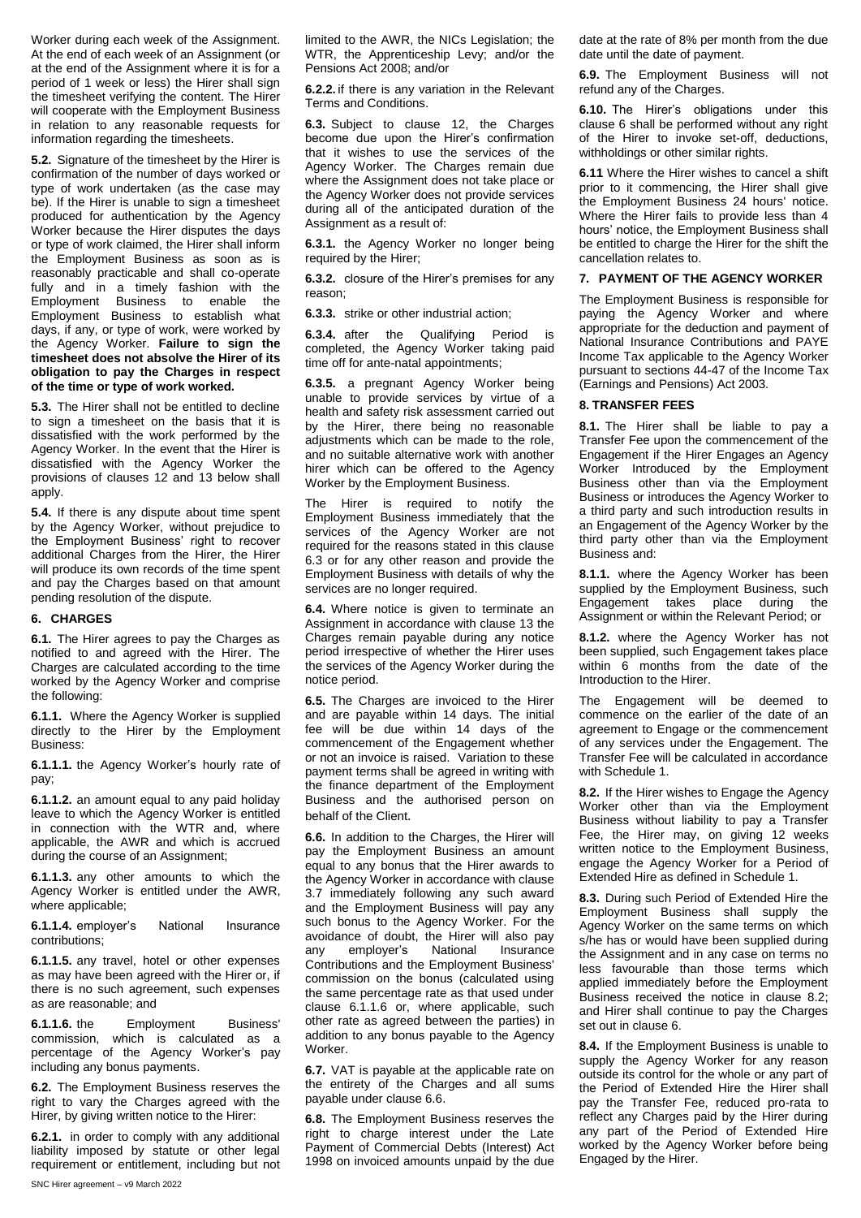Worker during each week of the Assignment. At the end of each week of an Assignment (or at the end of the Assignment where it is for a period of 1 week or less) the Hirer shall sign the timesheet verifying the content. The Hirer will cooperate with the Employment Business in relation to any reasonable requests for information regarding the timesheets.

**5.2.** Signature of the timesheet by the Hirer is confirmation of the number of days worked or type of work undertaken (as the case may be). If the Hirer is unable to sign a timesheet produced for authentication by the Agency Worker because the Hirer disputes the days or type of work claimed, the Hirer shall inform the Employment Business as soon as is reasonably practicable and shall co-operate fully and in a timely fashion with the Employment Business to enable the Employment Business to establish what days, if any, or type of work, were worked by the Agency Worker. **Failure to sign the timesheet does not absolve the Hirer of its obligation to pay the Charges in respect of the time or type of work worked.**

**5.3.** The Hirer shall not be entitled to decline to sign a timesheet on the basis that it is dissatisfied with the work performed by the Agency Worker. In the event that the Hirer is dissatisfied with the Agency Worker the provisions of clauses 12 and 13 below shall apply.

**5.4.** If there is any dispute about time spent by the Agency Worker, without prejudice to the Employment Business' right to recover additional Charges from the Hirer, the Hirer will produce its own records of the time spent and pay the Charges based on that amount pending resolution of the dispute.

## 6. CHARGES

**6.1.** The Hirer agrees to pay the Charges as notified to and agreed with the Hirer. The Charges are calculated according to the time worked by the Agency Worker and comprise the following:

**6.1.1.** Where the Agency Worker is supplied directly to the Hirer by the Employment Business:

**6.1.1.1.** the Agency Worker's hourly rate of pay;

**6.1.1.2.** an amount equal to any paid holiday leave to which the Agency Worker is entitled in connection with the WTR and, where applicable, the AWR and which is accrued during the course of an Assignment;

**6.1.1.3.** any other amounts to which the Agency Worker is entitled under the AWR, where applicable;

**6.1.1.4.** employer's National Insurance contributions;

**6.1.1.5.** any travel, hotel or other expenses as may have been agreed with the Hirer or, if there is no such agreement, such expenses as are reasonable; and

**6.1.1.6.** the Employment Business' commission, which is calculated as a percentage of the Agency Worker's pay including any bonus payments.

**6.2.** The Employment Business reserves the right to vary the Charges agreed with the Hirer, by giving written notice to the Hirer:

**6.2.1.** in order to comply with any additional liability imposed by statute or other legal requirement or entitlement, including but not limited to the AWR, the NICs Legislation; the WTR, the Apprenticeship Levy; and/or the Pensions Act 2008; and/or

**6.2.2.** if there is any variation in the Relevant Terms and Conditions.

**6.3.** Subject to clause 12, the Charges become due upon the Hirer's confirmation that it wishes to use the services of the Agency Worker. The Charges remain due where the Assignment does not take place or the Agency Worker does not provide services during all of the anticipated duration of the Assignment as a result of:

**6.3.1.** the Agency Worker no longer being required by the Hirer;

**6.3.2.** closure of the Hirer's premises for any reason;

**6.3.3.** strike or other industrial action;

**6.3.4.** after the Qualifying Period is completed, the Agency Worker taking paid time off for ante-natal appointments;

**6.3.5.** a pregnant Agency Worker being unable to provide services by virtue of a health and safety risk assessment carried out by the Hirer, there being no reasonable adjustments which can be made to the role, and no suitable alternative work with another hirer which can be offered to the Agency Worker by the Employment Business.

The Hirer is required to notify the Employment Business immediately that the services of the Agency Worker are not required for the reasons stated in this clause 6.3 or for any other reason and provide the Employment Business with details of why the services are no longer required.

**6.4.** Where notice is given to terminate an Assignment in accordance with clause 13 the Charges remain payable during any notice period irrespective of whether the Hirer uses the services of the Agency Worker during the notice period.

**6.5.** The Charges are invoiced to the Hirer and are payable within 14 days. The initial fee will be due within 14 days of the commencement of the Engagement whether or not an invoice is raised. Variation to these payment terms shall be agreed in writing with the finance department of the Employment Business and the authorised person on behalf of the Client.

**6.6.** In addition to the Charges, the Hirer will pay the Employment Business an amount equal to any bonus that the Hirer awards to the Agency Worker in accordance with clause 3.7 immediately following any such award and the Employment Business will pay any such bonus to the Agency Worker. For the avoidance of doubt, the Hirer will also pay any employer's National Insurance Contributions and the Employment Business' commission on the bonus (calculated using the same percentage rate as that used under clause 6.1.1.6 or, where applicable, such other rate as agreed between the parties) in addition to any bonus payable to the Agency Worker.

**6.7.** VAT is payable at the applicable rate on the entirety of the Charges and all sums payable under clause 6.6.

**6.8.** The Employment Business reserves the right to charge interest under the Late Payment of Commercial Debts (Interest) Act 1998 on invoiced amounts unpaid by the due date at the rate of 8% per month from the due date until the date of payment.

**6.9.** The Employment Business will not refund any of the Charges.

**6.10.** The Hirer's obligations under this clause 6 shall be performed without any right of the Hirer to invoke set-off, deductions, withholdings or other similar rights.

**6.11** Where the Hirer wishes to cancel a shift prior to it commencing, the Hirer shall give the Employment Business 24 hours' notice. Where the Hirer fails to provide less than 4 hours' notice, the Employment Business shall be entitled to charge the Hirer for the shift the cancellation relates to.

## 7. PAYMENT OF THE AGENCY WORKER

The Employment Business is responsible for paying the Agency Worker and where appropriate for the deduction and payment of National Insurance Contributions and PAYE Income Tax applicable to the Agency Worker pursuant to sections 44-47 of the Income Tax (Earnings and Pensions) Act 2003.

## 8. TRANSFER FEES

**8.1.** The Hirer shall be liable to pay a Transfer Fee upon the commencement of the Engagement if the Hirer Engages an Agency Worker Introduced by the Employment Business other than via the Employment Business or introduces the Agency Worker to a third party and such introduction results in an Engagement of the Agency Worker by the third party other than via the Employment Business and:

**8.1.1.** where the Agency Worker has been supplied by the Employment Business, such Engagement takes place during the Assignment or within the Relevant Period; or

**8.1.2.** where the Agency Worker has not been supplied, such Engagement takes place within 6 months from the date of the Introduction to the Hirer.

The Engagement will be deemed to commence on the earlier of the date of an agreement to Engage or the commencement of any services under the Engagement. The Transfer Fee will be calculated in accordance with Schedule 1.

**8.2.** If the Hirer wishes to Engage the Agency Worker other than via the Employment Business without liability to pay a Transfer Fee, the Hirer may, on giving 12 weeks written notice to the Employment Business, engage the Agency Worker for a Period of Extended Hire as defined in Schedule 1.

**8.3.** During such Period of Extended Hire the Employment Business shall supply the Agency Worker on the same terms on which s/he has or would have been supplied during the Assignment and in any case on terms no less favourable than those terms which applied immediately before the Employment Business received the notice in clause 8.2; and Hirer shall continue to pay the Charges set out in clause 6.

**8.4.** If the Employment Business is unable to supply the Agency Worker for any reason outside its control for the whole or any part of the Period of Extended Hire the Hirer shall pay the Transfer Fee, reduced pro-rata to reflect any Charges paid by the Hirer during any part of the Period of Extended Hire worked by the Agency Worker before being Engaged by the Hirer.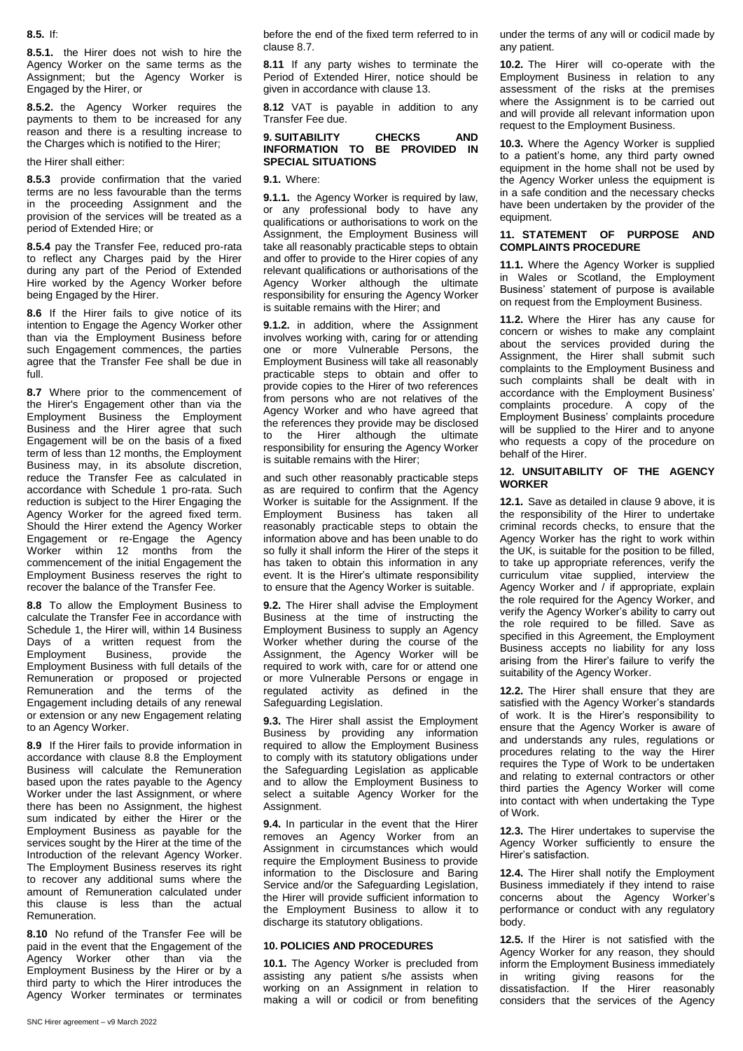**8.5.** If:

**8.5.1.** the Hirer does not wish to hire the Agency Worker on the same terms as the Assignment; but the Agency Worker is Engaged by the Hirer, or

**8.5.2.** the Agency Worker requires the payments to them to be increased for any reason and there is a resulting increase to the Charges which is notified to the Hirer;

the Hirer shall either:

**8.5.3** provide confirmation that the varied terms are no less favourable than the terms in the proceeding Assignment and the provision of the services will be treated as a period of Extended Hire; or

**8.5.4** pay the Transfer Fee, reduced pro-rata to reflect any Charges paid by the Hirer during any part of the Period of Extended Hire worked by the Agency Worker before being Engaged by the Hirer.

**8.6** If the Hirer fails to give notice of its intention to Engage the Agency Worker other than via the Employment Business before such Engagement commences, the parties agree that the Transfer Fee shall be due in full.

**8.7** Where prior to the commencement of the Hirer's Engagement other than via the Employment Business the Employment Business and the Hirer agree that such Engagement will be on the basis of a fixed term of less than 12 months, the Employment Business may, in its absolute discretion, reduce the Transfer Fee as calculated in accordance with Schedule 1 pro-rata. Such reduction is subject to the Hirer Engaging the Agency Worker for the agreed fixed term. Should the Hirer extend the Agency Worker Engagement or re-Engage the Agency Worker within 12 months from the commencement of the initial Engagement the Employment Business reserves the right to recover the balance of the Transfer Fee.

**8.8** To allow the Employment Business to calculate the Transfer Fee in accordance with Schedule 1, the Hirer will, within 14 Business Days of a written request from the Employment Business, provide the Employment Business with full details of the Remuneration or proposed or projected Remuneration and the terms of the Engagement including details of any renewal or extension or any new Engagement relating to an Agency Worker.

**8.9** If the Hirer fails to provide information in accordance with clause 8.8 the Employment Business will calculate the Remuneration based upon the rates payable to the Agency Worker under the last Assignment, or where there has been no Assignment, the highest sum indicated by either the Hirer or the Employment Business as payable for the services sought by the Hirer at the time of the Introduction of the relevant Agency Worker. The Employment Business reserves its right to recover any additional sums where the amount of Remuneration calculated under this clause is less than the actual Remuneration.

**8.10** No refund of the Transfer Fee will be paid in the event that the Engagement of the Agency Worker other than via the Employment Business by the Hirer or by a third party to which the Hirer introduces the Agency Worker terminates or terminates before the end of the fixed term referred to in clause 8.7.

**8.11** If any party wishes to terminate the Period of Extended Hirer, notice should be given in accordance with clause 13.

**8.12** VAT is payable in addition to any Transfer Fee due.

## 9. SUITABILITY CHECKS AND INFORMATION TO BE PROVIDED IN SPECIAL SITUATIONS

**9.1.** Where:

**9.1.1.** the Agency Worker is required by law, or any professional body to have any qualifications or authorisations to work on the Assignment, the Employment Business will take all reasonably practicable steps to obtain and offer to provide to the Hirer copies of any relevant qualifications or authorisations of the Agency Worker although the ultimate responsibility for ensuring the Agency Worker is suitable remains with the Hirer; and

**9.1.2.** in addition, where the Assignment involves working with, caring for or attending one or more Vulnerable Persons, the Employment Business will take all reasonably practicable steps to obtain and offer to provide copies to the Hirer of two references from persons who are not relatives of the Agency Worker and who have agreed that the references they provide may be disclosed to the Hirer although the ultimate responsibility for ensuring the Agency Worker is suitable remains with the Hirer;

and such other reasonably practicable steps as are required to confirm that the Agency Worker is suitable for the Assignment. If the Employment Business has taken all reasonably practicable steps to obtain the information above and has been unable to do so fully it shall inform the Hirer of the steps it has taken to obtain this information in any event. It is the Hirer's ultimate responsibility to ensure that the Agency Worker is suitable.

**9.2.** The Hirer shall advise the Employment Business at the time of instructing the Employment Business to supply an Agency Worker whether during the course of the Assignment, the Agency Worker will be required to work with, care for or attend one or more Vulnerable Persons or engage in regulated activity as defined in the Safeguarding Legislation.

**9.3.** The Hirer shall assist the Employment Business by providing any information required to allow the Employment Business to comply with its statutory obligations under the Safeguarding Legislation as applicable and to allow the Employment Business to select a suitable Agency Worker for the Assignment.

**9.4.** In particular in the event that the Hirer removes an Agency Worker from an Assignment in circumstances which would require the Employment Business to provide information to the Disclosure and Baring Service and/or the Safeguarding Legislation, the Hirer will provide sufficient information to the Employment Business to allow it to discharge its statutory obligations.

## 10. POLICIES AND PROCEDURES

**10.1.** The Agency Worker is precluded from assisting any patient s/he assists when working on an Assignment in relation to making a will or codicil or from benefiting under the terms of any will or codicil made by any patient.

**10.2.** The Hirer will co-operate with the Employment Business in relation to any assessment of the risks at the premises where the Assignment is to be carried out and will provide all relevant information upon request to the Employment Business.

**10.3.** Where the Agency Worker is supplied to a patient's home, any third party owned equipment in the home shall not be used by the Agency Worker unless the equipment is in a safe condition and the necessary checks have been undertaken by the provider of the equipment.

## 11. STATEMENT OF PURPOSE AND COMPLAINTS PROCEDURE

**11.1.** Where the Agency Worker is supplied in Wales or Scotland, the Employment Business' statement of purpose is available on request from the Employment Business.

**11.2.** Where the Hirer has any cause for concern or wishes to make any complaint about the services provided during the Assignment, the Hirer shall submit such complaints to the Employment Business and such complaints shall be dealt with in accordance with the Employment Business' complaints procedure. A copy of the Employment Business' complaints procedure will be supplied to the Hirer and to anyone who requests a copy of the procedure on behalf of the Hirer.

## 12. UNSUITABILITY OF THE AGENCY WORKER

**12.1.** Save as detailed in clause 9 above, it is the responsibility of the Hirer to undertake criminal records checks, to ensure that the Agency Worker has the right to work within the UK, is suitable for the position to be filled, to take up appropriate references, verify the curriculum vitae supplied, interview the Agency Worker and / if appropriate, explain the role required for the Agency Worker, and verify the Agency Worker's ability to carry out the role required to be filled. Save as specified in this Agreement, the Employment Business accepts no liability for any loss arising from the Hirer's failure to verify the suitability of the Agency Worker.

**12.2.** The Hirer shall ensure that they are satisfied with the Agency Worker's standards of work. It is the Hirer's responsibility to ensure that the Agency Worker is aware of and understands any rules, regulations or procedures relating to the way the Hirer requires the Type of Work to be undertaken and relating to external contractors or other third parties the Agency Worker will come into contact with when undertaking the Type of Work.

**12.3.** The Hirer undertakes to supervise the Agency Worker sufficiently to ensure the Hirer's satisfaction.

**12.4.** The Hirer shall notify the Employment Business immediately if they intend to raise concerns about the Agency Worker's performance or conduct with any regulatory body.

**12.5.** If the Hirer is not satisfied with the Agency Worker for any reason, they should inform the Employment Business immediately in writing giving reasons for the dissatisfaction. If the Hirer reasonably considers that the services of the Agency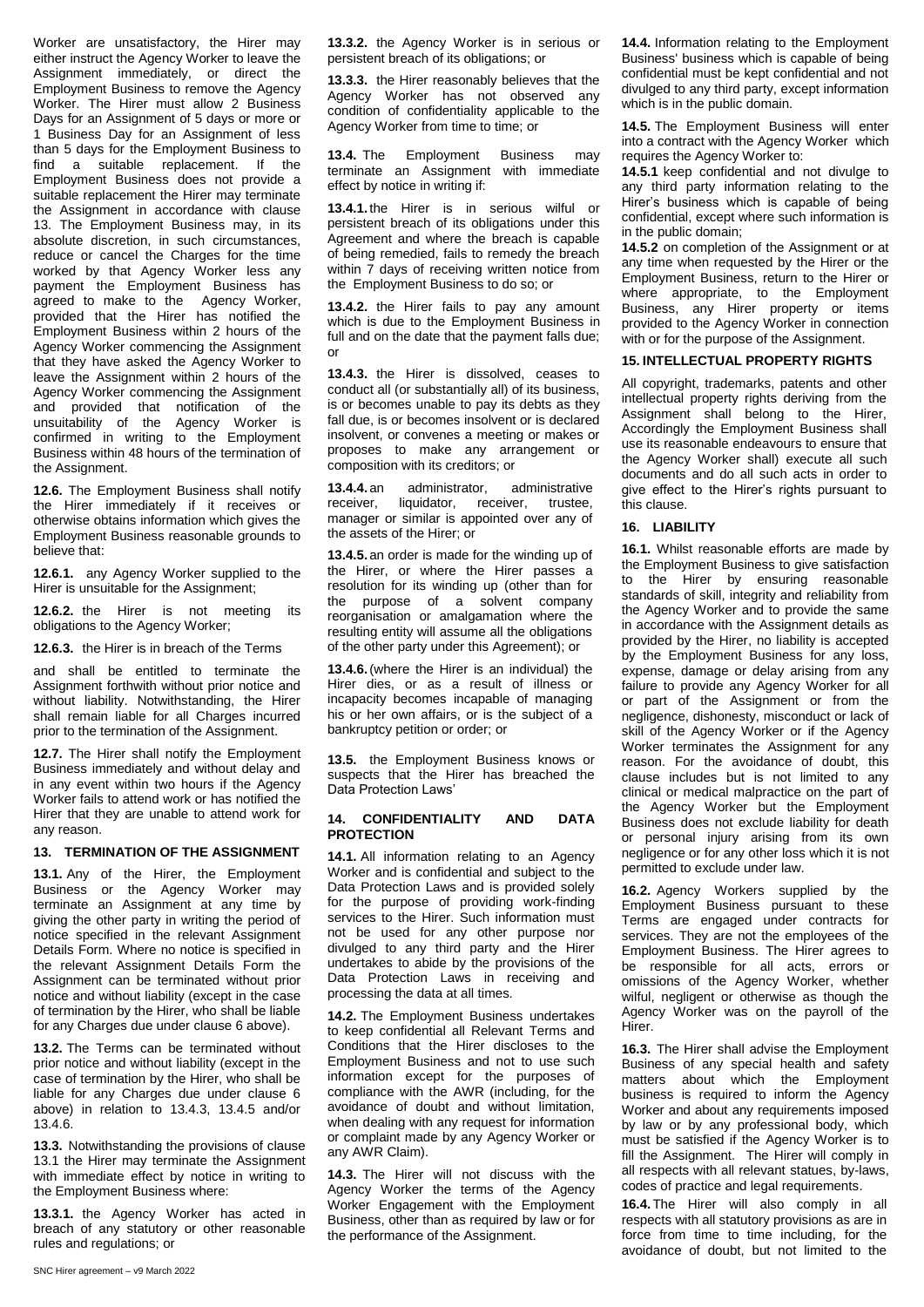Worker are unsatisfactory, the Hirer may either instruct the Agency Worker to leave the Assignment immediately, or direct the Employment Business to remove the Agency Worker. The Hirer must allow 2 Business Days for an Assignment of 5 days or more or 1 Business Day for an Assignment of less than 5 days for the Employment Business to find a suitable replacement. If the Employment Business does not provide a suitable replacement the Hirer may terminate the Assignment in accordance with clause 13. The Employment Business may, in its absolute discretion, in such circumstances, reduce or cancel the Charges for the time worked by that Agency Worker less any payment the Employment Business has agreed to make to the Agency Worker, provided that the Hirer has notified the Employment Business within 2 hours of the Agency Worker commencing the Assignment that they have asked the Agency Worker to leave the Assignment within 2 hours of the Agency Worker commencing the Assignment and provided that notification of the unsuitability of the Agency Worker is confirmed in writing to the Employment Business within 48 hours of the termination of the Assignment.

**12.6.** The Employment Business shall notify the Hirer immediately if it receives or otherwise obtains information which gives the Employment Business reasonable grounds to believe that:

**12.6.1.** any Agency Worker supplied to the Hirer is unsuitable for the Assignment;

**12.6.2.** the Hirer is not meeting its obligations to the Agency Worker;

**12.6.3.** the Hirer is in breach of the Terms

and shall be entitled to terminate the Assignment forthwith without prior notice and without liability. Notwithstanding, the Hirer shall remain liable for all Charges incurred prior to the termination of the Assignment.

**12.7.** The Hirer shall notify the Employment Business immediately and without delay and in any event within two hours if the Agency Worker fails to attend work or has notified the Hirer that they are unable to attend work for any reason.

## 13. TERMINATION OF THE ASSIGNMENT

**13.1.** Any of the Hirer, the Employment Business or the Agency Worker may terminate an Assignment at any time by giving the other party in writing the period of notice specified in the relevant Assignment Details Form. Where no notice is specified in the relevant Assignment Details Form the Assignment can be terminated without prior notice and without liability (except in the case of termination by the Hirer, who shall be liable for any Charges due under clause 6 above).

**13.2.** The Terms can be terminated without prior notice and without liability (except in the case of termination by the Hirer, who shall be liable for any Charges due under clause 6 above) in relation to 13.4.3, 13.4.5 and/or 13.4.6.

**13.3.** Notwithstanding the provisions of clause 13.1 the Hirer may terminate the Assignment with immediate effect by notice in writing to the Employment Business where:

**13.3.1.** the Agency Worker has acted in breach of any statutory or other reasonable rules and regulations; or

**13.3.2.** the Agency Worker is in serious or persistent breach of its obligations; or

**13.3.3.** the Hirer reasonably believes that the Agency Worker has not observed any condition of confidentiality applicable to the Agency Worker from time to time; or

**13.4.** The Employment Business may terminate an Assignment with immediate effect by notice in writing if:

**13.4.1.** the Hirer is in serious wilful or persistent breach of its obligations under this Agreement and where the breach is capable of being remedied, fails to remedy the breach within 7 days of receiving written notice from the Employment Business to do so; or

**13.4.2.** the Hirer fails to pay any amount which is due to the Employment Business in full and on the date that the payment falls due; or

**13.4.3.** the Hirer is dissolved, ceases to conduct all (or substantially all) of its business, is or becomes unable to pay its debts as they fall due, is or becomes insolvent or is declared insolvent, or convenes a meeting or makes or proposes to make any arrangement or composition with its creditors; or

**13.4.4.** an administrator, administrative receiver, liquidator, receiver, trustee, manager or similar is appointed over any of the assets of the Hirer; or

**13.4.5.** an order is made for the winding up of the Hirer, or where the Hirer passes a resolution for its winding up (other than for the purpose of a solvent company reorganisation or amalgamation where the resulting entity will assume all the obligations of the other party under this Agreement); or

**13.4.6.** (where the Hirer is an individual) the Hirer dies, or as a result of illness or incapacity becomes incapable of managing his or her own affairs, or is the subject of a bankruptcy petition or order; or

**13.5.** the Employment Business knows or suspects that the Hirer has breached the Data Protection Laws'

## 14. CONFIDENTIALITY AND DATA PROTECTION

**14.1.** All information relating to an Agency Worker and is confidential and subject to the Data Protection Laws and is provided solely for the purpose of providing work-finding services to the Hirer. Such information must not be used for any other purpose nor divulged to any third party and the Hirer undertakes to abide by the provisions of the Data Protection Laws in receiving and processing the data at all times.

**14.2.** The Employment Business undertakes to keep confidential all Relevant Terms and Conditions that the Hirer discloses to the Employment Business and not to use such information except for the purposes of compliance with the AWR (including, for the avoidance of doubt and without limitation, when dealing with any request for information or complaint made by any Agency Worker or any AWR Claim).

**14.3.** The Hirer will not discuss with the Agency Worker the terms of the Agency Worker Engagement with the Employment Business, other than as required by law or for the performance of the Assignment.

**14.4.** Information relating to the Employment Business' business which is capable of being confidential must be kept confidential and not divulged to any third party, except information which is in the public domain.

**14.5.** The Employment Business will enter into a contract with the Agency Worker which requires the Agency Worker to:

**14.5.1** keep confidential and not divulge to any third party information relating to the Hirer's business which is capable of being confidential, except where such information is in the public domain;

**14.5.2** on completion of the Assignment or at any time when requested by the Hirer or the Employment Business, return to the Hirer or where appropriate, to the Employment Business, any Hirer property or items provided to the Agency Worker in connection with or for the purpose of the Assignment.

## 15. INTELLECTUAL PROPERTY RIGHTS

All copyright, trademarks, patents and other intellectual property rights deriving from the Assignment shall belong to the Hirer, Accordingly the Employment Business shall use its reasonable endeavours to ensure that the Agency Worker shall) execute all such documents and do all such acts in order to give effect to the Hirer's rights pursuant to this clause.

## 16. LIABILITY

**16.1.** Whilst reasonable efforts are made by the Employment Business to give satisfaction to the Hirer by ensuring reasonable standards of skill, integrity and reliability from the Agency Worker and to provide the same in accordance with the Assignment details as provided by the Hirer, no liability is accepted by the Employment Business for any loss, expense, damage or delay arising from any failure to provide any Agency Worker for all or part of the Assignment or from the negligence, dishonesty, misconduct or lack of skill of the Agency Worker or if the Agency Worker terminates the Assignment for any reason. For the avoidance of doubt, this clause includes but is not limited to any clinical or medical malpractice on the part of the Agency Worker but the Employment Business does not exclude liability for death or personal injury arising from its own negligence or for any other loss which it is not permitted to exclude under law.

**16.2.** Agency Workers supplied by the Employment Business pursuant to these Terms are engaged under contracts for services. They are not the employees of the Employment Business. The Hirer agrees to be responsible for all acts, errors or omissions of the Agency Worker, whether wilful, negligent or otherwise as though the Agency Worker was on the payroll of the Hirer.

**16.3.** The Hirer shall advise the Employment Business of any special health and safety matters about which the Employment business is required to inform the Agency Worker and about any requirements imposed by law or by any professional body, which must be satisfied if the Agency Worker is to fill the Assignment. The Hirer will comply in all respects with all relevant statues, by-laws, codes of practice and legal requirements.

**16.4.** The Hirer will also comply in all respects with all statutory provisions as are in force from time to time including, for the avoidance of doubt, but not limited to the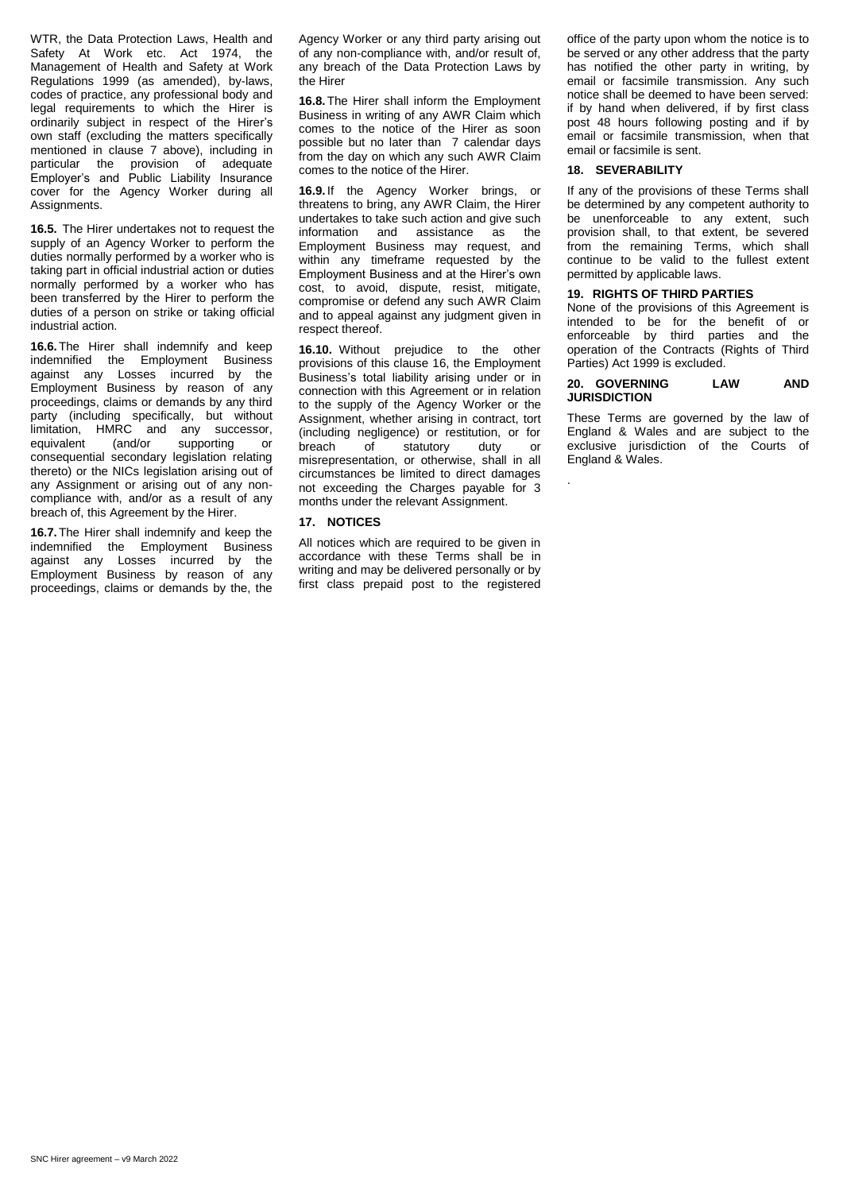WTR, the Data Protection Laws, Health and Safety At Work etc. Act 1974, the Management of Health and Safety at Work Regulations 1999 (as amended), by-laws, codes of practice, any professional body and legal requirements to which the Hirer is ordinarily subject in respect of the Hirer's own staff (excluding the matters specifically mentioned in clause 7 above), including in particular the provision of adequate Employer's and Public Liability Insurance cover for the Agency Worker during all Assignments.

**16.5.** The Hirer undertakes not to request the supply of an Agency Worker to perform the duties normally performed by a worker who is taking part in official industrial action or duties normally performed by a worker who has been transferred by the Hirer to perform the duties of a person on strike or taking official industrial action.

**16.6.** The Hirer shall indemnify and keep indemnified the Employment Business against any Losses incurred by the Employment Business by reason of any proceedings, claims or demands by any third party (including specifically, but without limitation, HMRC and any successor, equivalent (and/or supporting or consequential secondary legislation relating thereto) or the NICs legislation arising out of any Assignment or arising out of any non-compliance with, and/or as a result of any breach of, this Agreement by the Hirer.

**16.7.** The Hirer shall indemnify and keep the indemnified the Employment Business against any Losses incurred by the Employment Business by reason of any proceedings, claims or demands by the, the Agency Worker or any third party arising out of any non-compliance with, and/or result of, any breach of the Data Protection Laws by the Hirer

**16.8.** The Hirer shall inform the Employment Business in writing of any AWR Claim which comes to the notice of the Hirer as soon possible but no later than 7 calendar days from the day on which any such AWR Claim comes to the notice of the Hirer.

**16.9.** If the Agency Worker brings, or threatens to bring, any AWR Claim, the Hirer undertakes to take such action and give such information and assistance as the Employment Business may request, and within any timeframe requested by the Employment Business and at the Hirer's own cost, to avoid, dispute, resist, mitigate, compromise or defend any such AWR Claim and to appeal against any judgment given in respect thereof.

**16.10.** Without prejudice to the other provisions of this clause 16, the Employment Business's total liability arising under or in connection with this Agreement or in relation to the supply of the Agency Worker or the Assignment, whether arising in contract, tort (including negligence) or restitution, or for breach of statutory duty or misrepresentation, or otherwise, shall in all circumstances be limited to direct damages not exceeding the Charges payable for 3 months under the relevant Assignment.

### 17. NOTICES

All notices which are required to be given in accordance with these Terms shall be in writing and may be delivered personally or by first class prepaid post to the registered office of the party upon whom the notice is to be served or any other address that the party has notified the other party in writing, by email or facsimile transmission. Any such notice shall be deemed to have been served: if by hand when delivered, if by first class post 48 hours following posting and if by email or facsimile transmission, when that email or facsimile is sent.

### 18. SEVERABILITY

If any of the provisions of these Terms shall be determined by any competent authority to be unenforceable to any extent, such provision shall, to that extent, be severed from the remaining Terms, which shall continue to be valid to the fullest extent permitted by applicable laws.

### 19. RIGHTS OF THIRD PARTIES

None of the provisions of this Agreement is intended to be for the benefit of or enforceable by third parties and the operation of the Contracts (Rights of Third Parties) Act 1999 is excluded.

### 20. GOVERNING LAW AND JURISDICTION

These Terms are governed by the law of England & Wales and are subject to the exclusive jurisdiction of the Courts of England & Wales.

.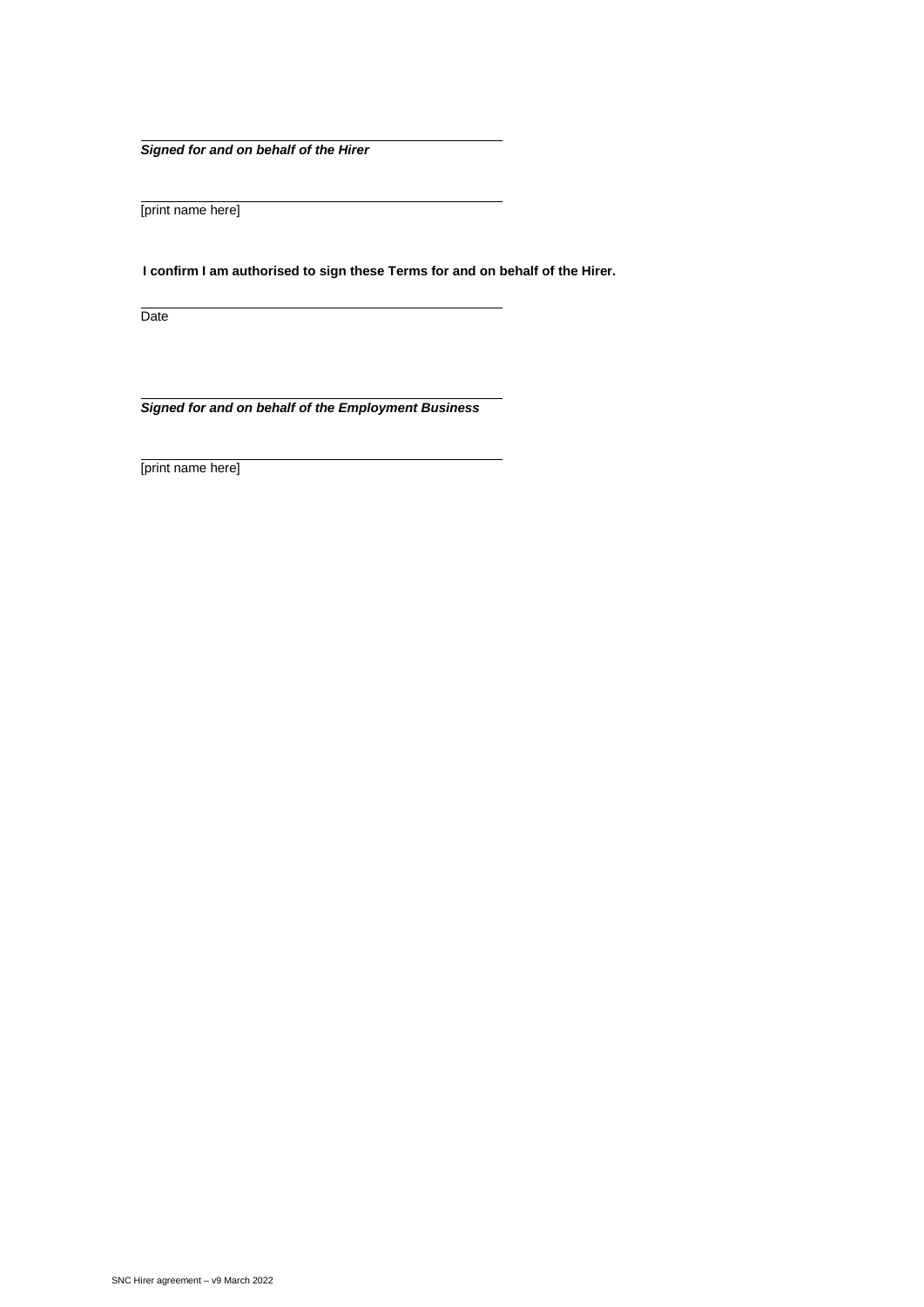\_\_\_\_\_\_\_\_\_\_\_\_\_\_\_\_\_\_\_\_\_\_\_\_\_\_\_\_\_\_\_\_\_\_\_\_\_\_\_\_

***Signed for and on behalf of the Hirer***

\_\_\_\_\_\_\_\_\_\_\_\_\_\_\_\_\_\_\_\_\_\_\_\_\_\_\_\_\_\_\_\_\_\_\_\_\_\_\_\_

[print name here]

**I confirm I am authorised to sign these Terms for and on behalf of the Hirer.**

\_\_\_\_\_\_\_\_\_\_\_\_\_\_\_\_\_\_\_\_\_\_\_\_\_\_\_\_\_\_\_\_\_\_\_\_\_\_\_\_

Date

\_\_\_\_\_\_\_\_\_\_\_\_\_\_\_\_\_\_\_\_\_\_\_\_\_\_\_\_\_\_\_\_\_\_\_\_\_\_\_\_

***Signed for and on behalf of the Employment Business***

\_\_\_\_\_\_\_\_\_\_\_\_\_\_\_\_\_\_\_\_\_\_\_\_\_\_\_\_\_\_\_\_\_\_\_\_\_\_\_\_

[print name here]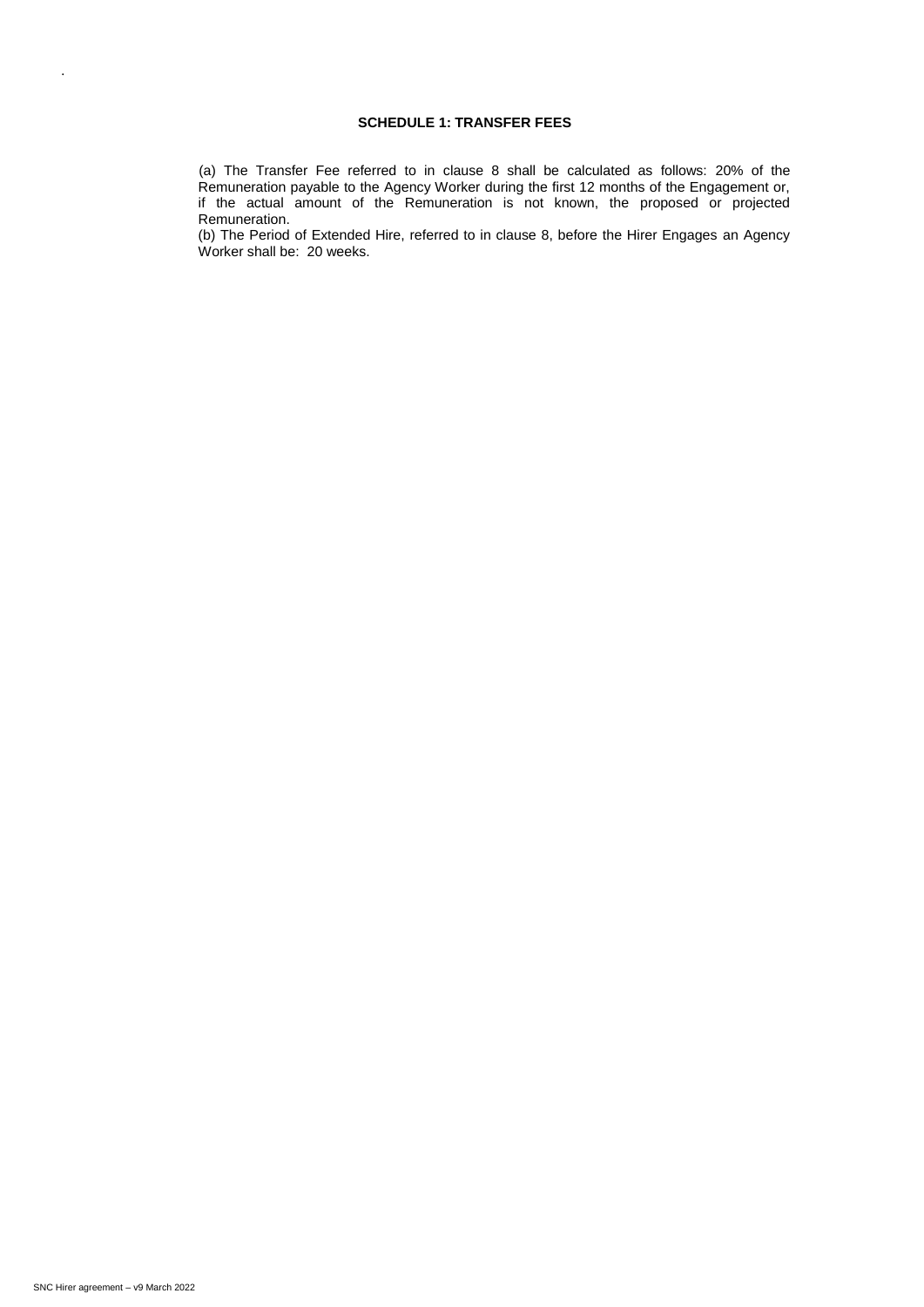**SCHEDULE 1: TRANSFER FEES**

(a) The Transfer Fee referred to in clause 8 shall be calculated as follows: 20% of the Remuneration payable to the Agency Worker during the first 12 months of the Engagement or, if the actual amount of the Remuneration is not known, the proposed or projected Remuneration.

(b) The Period of Extended Hire, referred to in clause 8, before the Hirer Engages an Agency Worker shall be: 20 weeks.